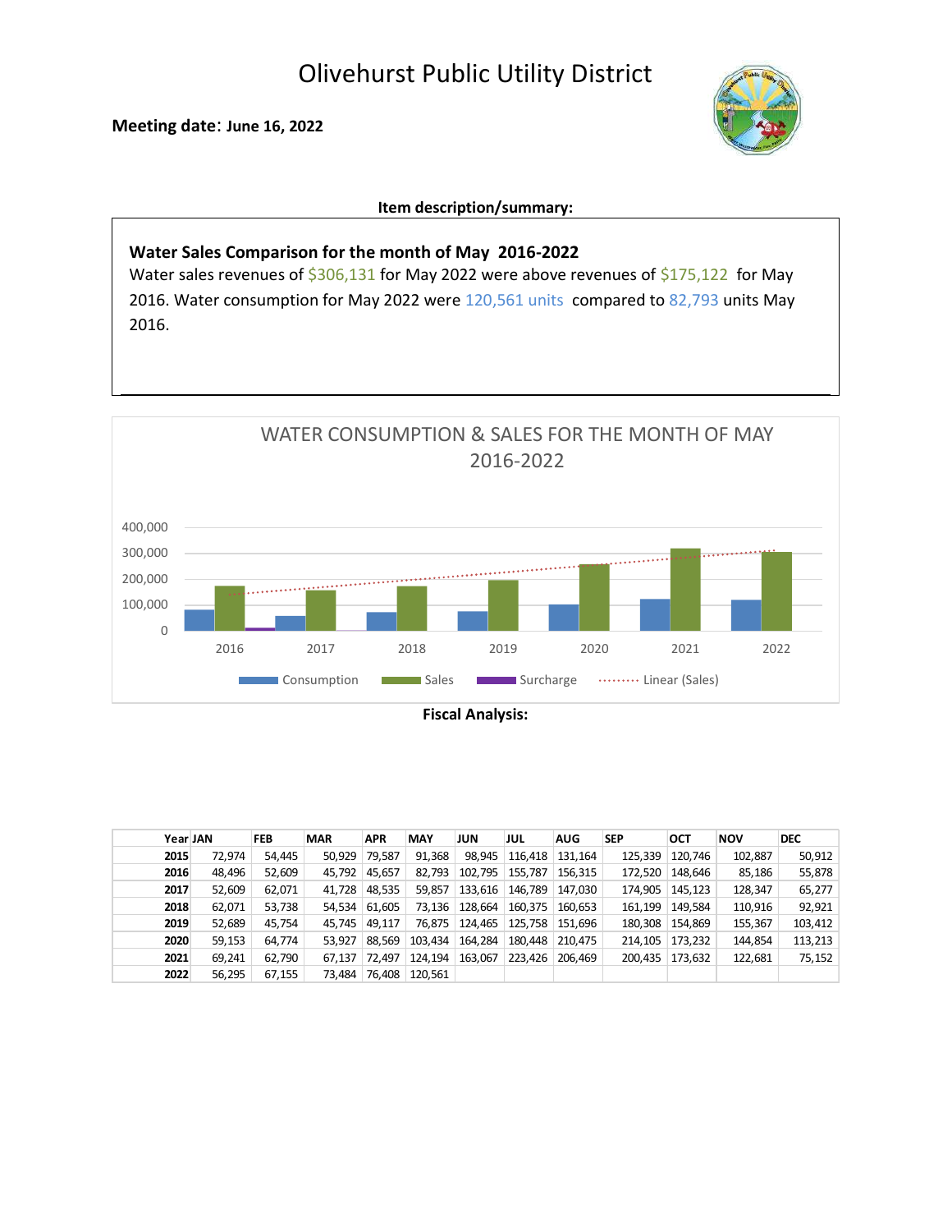# Olivehurst Public Utility District

**Meeting date: June 16, 2022**

**Item description/summary:**

**Water Sales Comparison for the month of May 2016-2022**

Water sales revenues of $306,131 for May 2022 were above revenues of $175,122 for May 2016. Water consumption for May 2022 were 120,561 units compared to 82,793 units May 2016.

WATER CONSUMPTION & SALES FOR THE MONTH OF MAY 2016-2022

**Fiscal Analysis:**

| Year | JAN | FEB | MAR | APR | MAY | JUN | JUL | AUG | SEP | OCT | NOV | DEC |
|---|---|---|---|---|---|---|---|---|---|---|---|---|
| **2015** | 72,974 | 54,445 | 50,929 | 79,587 | 91,368 | 98,945 | 116,418 | 131,164 | 125,339 | 120,746 | 102,887 | 50,912 |
| **2016** | 48,496 | 52,609 | 45,792 | 45,657 | 82,793 | 102,795 | 155,787 | 156,315 | 172,520 | 148,646 | 85,186 | 55,878 |
| **2017** | 52,609 | 62,071 | 41,728 | 48,535 | 59,857 | 133,616 | 146,789 | 147,030 | 174,905 | 145,123 | 128,347 | 65,277 |
| **2018** | 62,071 | 53,738 | 54,534 | 61,605 | 73,136 | 128,664 | 160,375 | 160,653 | 161,199 | 149,584 | 110,916 | 92,921 |
| **2019** | 52,689 | 45,754 | 45,745 | 49,117 | 76,875 | 124,465 | 125,758 | 151,696 | 180,308 | 154,869 | 155,367 | 103,412 |
| **2020** | 59,153 | 64,774 | 53,927 | 88,569 | 103,434 | 164,284 | 180,448 | 210,475 | 214,105 | 173,232 | 144,854 | 113,213 |
| **2021** | 69,241 | 62,790 | 67,137 | 72,497 | 124,194 | 163,067 | 223,426 | 206,469 | 200,435 | 173,632 | 122,681 | 75,152 |
| **2022** | 56,295 | 67,155 | 73,484 | 76,408 | 120,561 | | | | | | | |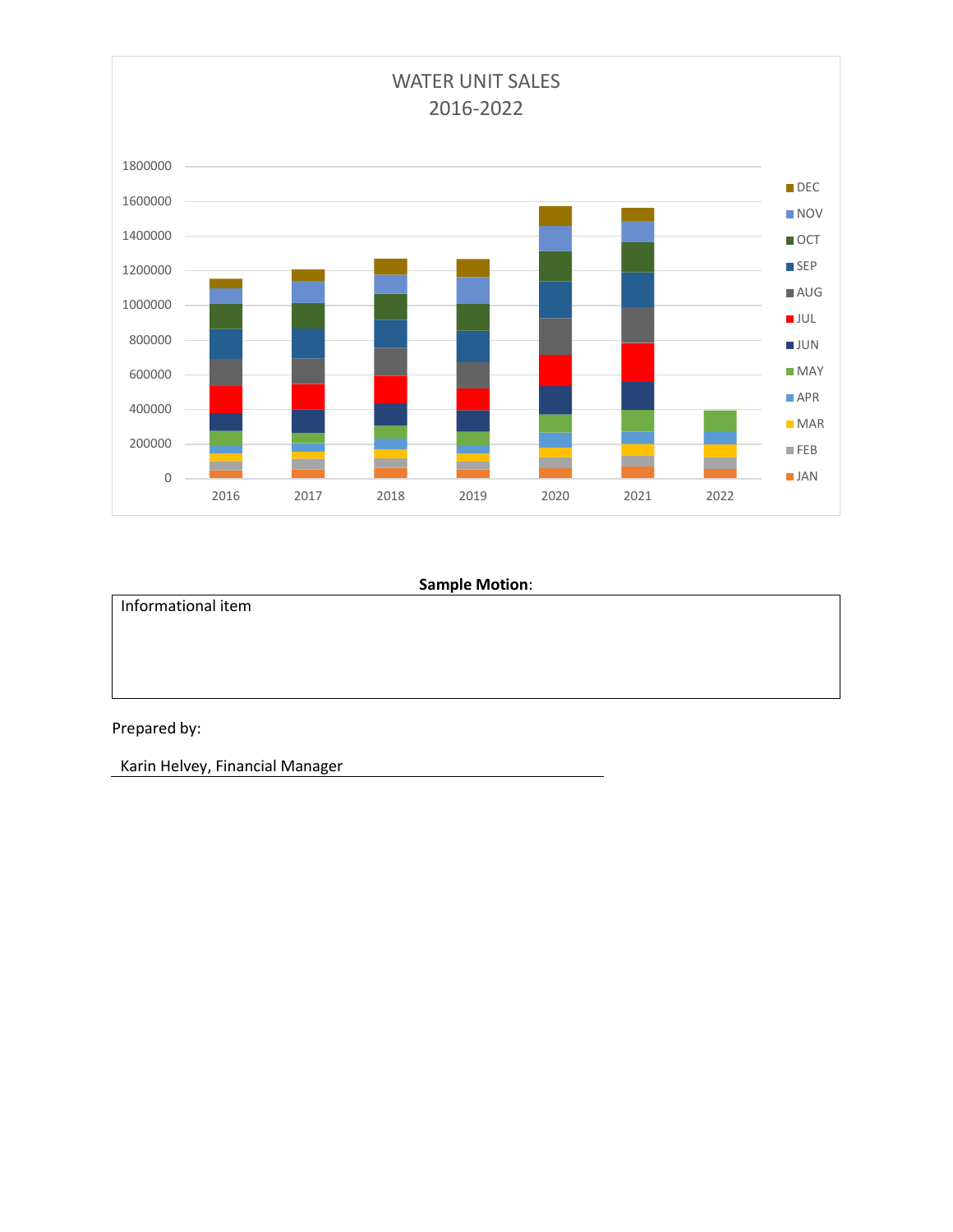WATER UNIT SALES
2016-2022

1800000
1600000
1400000
1200000
1000000
800000
600000
400000
200000
0

2016 2017 2018 2019 2020 2021 2022

DEC
NOV
OCT
SEP
AUG
JUL
JUN
MAY
APR
MAR
FEB
JAN

**Sample Motion**:

| |
|---|
| Informational item |

Prepared by:

Karin Helvey, Financial Manager